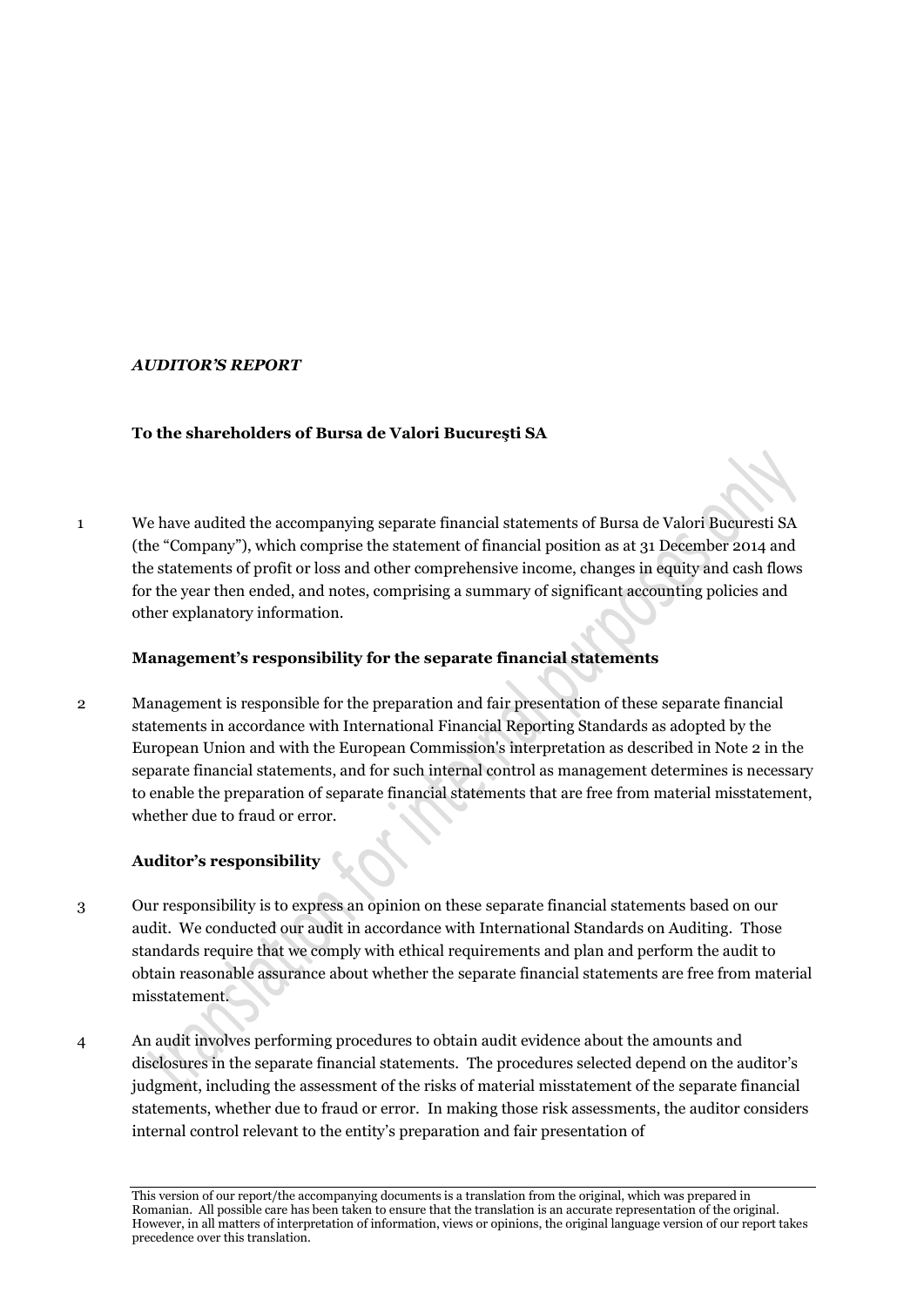***AUDITOR'S REPORT***

**To the shareholders of Bursa de Valori Bucureşti SA**

1 We have audited the accompanying separate financial statements of Bursa de Valori Bucuresti SA (the "Company"), which comprise the statement of financial position as at 31 December 2014 and the statements of profit or loss and other comprehensive income, changes in equity and cash flows for the year then ended, and notes, comprising a summary of significant accounting policies and other explanatory information.

**Management's responsibility for the separate financial statements**

2 Management is responsible for the preparation and fair presentation of these separate financial statements in accordance with International Financial Reporting Standards as adopted by the European Union and with the European Commission's interpretation as described in Note 2 in the separate financial statements, and for such internal control as management determines is necessary to enable the preparation of separate financial statements that are free from material misstatement, whether due to fraud or error.

**Auditor's responsibility**

3 Our responsibility is to express an opinion on these separate financial statements based on our audit. We conducted our audit in accordance with International Standards on Auditing. Those standards require that we comply with ethical requirements and plan and perform the audit to obtain reasonable assurance about whether the separate financial statements are free from material misstatement.

4 An audit involves performing procedures to obtain audit evidence about the amounts and disclosures in the separate financial statements. The procedures selected depend on the auditor's judgment, including the assessment of the risks of material misstatement of the separate financial statements, whether due to fraud or error. In making those risk assessments, the auditor considers internal control relevant to the entity's preparation and fair presentation of

This version of our report/the accompanying documents is a translation from the original, which was prepared in Romanian. All possible care has been taken to ensure that the translation is an accurate representation of the original. However, in all matters of interpretation of information, views or opinions, the original language version of our report takes precedence over this translation.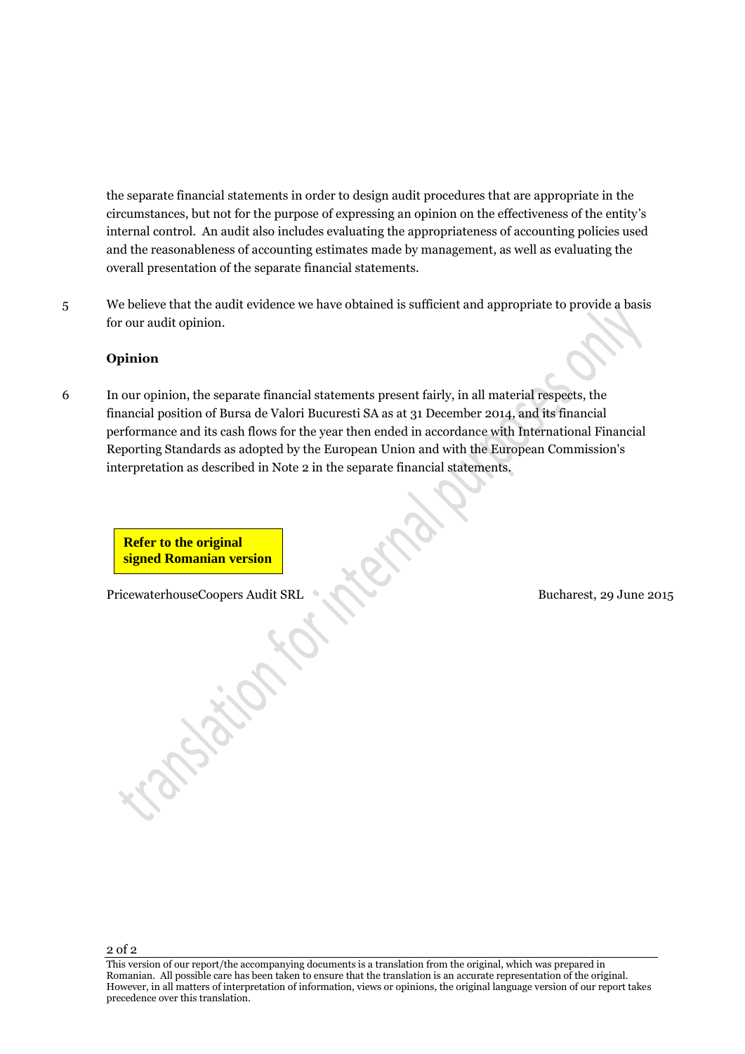the separate financial statements in order to design audit procedures that are appropriate in the circumstances, but not for the purpose of expressing an opinion on the effectiveness of the entity's internal control. An audit also includes evaluating the appropriateness of accounting policies used and the reasonableness of accounting estimates made by management, as well as evaluating the overall presentation of the separate financial statements.

5 We believe that the audit evidence we have obtained is sufficient and appropriate to provide a basis for our audit opinion.

**Opinion**

6 In our opinion, the separate financial statements present fairly, in all material respects, the financial position of Bursa de Valori Bucuresti SA as at 31 December 2014, and its financial performance and its cash flows for the year then ended in accordance with International Financial Reporting Standards as adopted by the European Union and with the European Commission's interpretation as described in Note 2 in the separate financial statements.

**Refer to the original signed Romanian version**

PricewaterhouseCoopers Audit SRL

Bucharest, 29 June 2015

This version of our report/the accompanying documents is a translation from the original, which was prepared in Romanian. All possible care has been taken to ensure that the translation is an accurate representation of the original. However, in all matters of interpretation of information, views or opinions, the original language version of our report takes precedence over this translation.